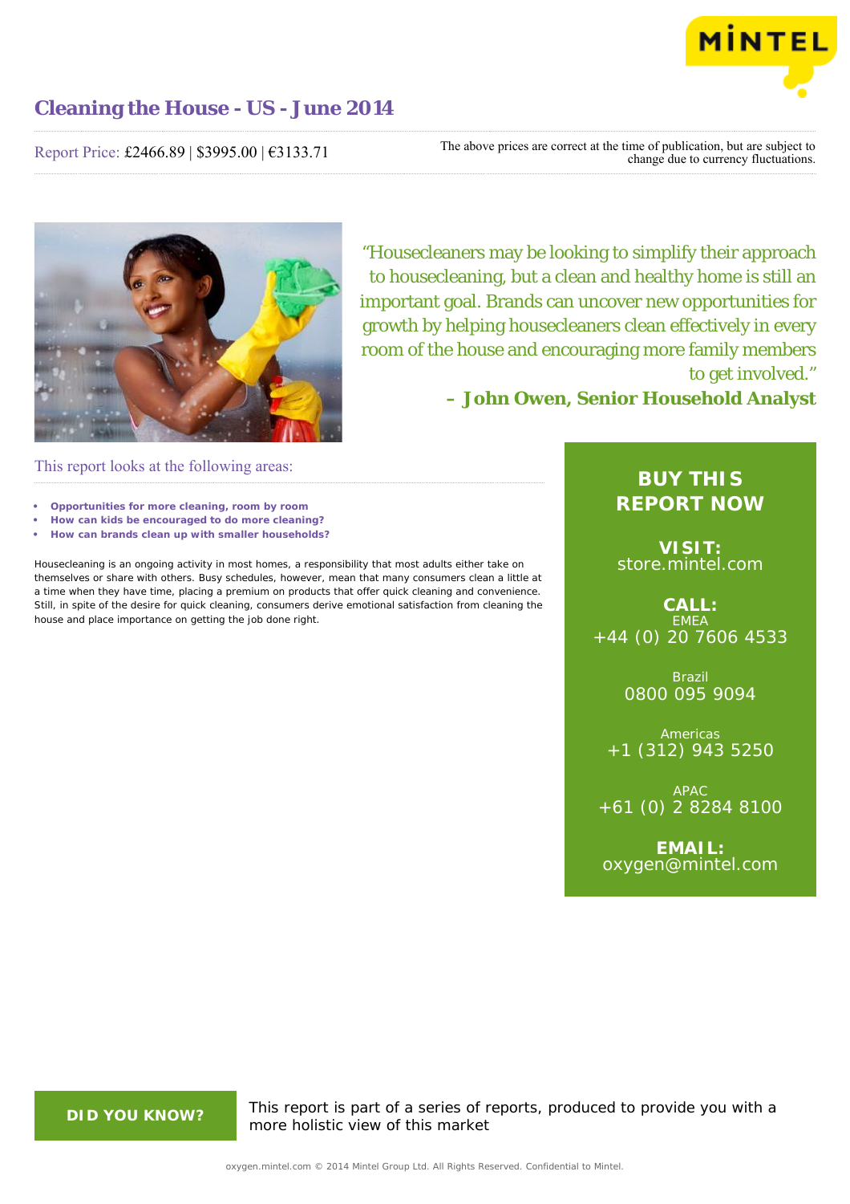# Cleaning the House - US - June 2014

Report Price: £2466.89 | $3995.00 | €3133.71

The above prices are correct at the time of publication, but are subject to change due to currency fluctuations.

"Housecleaners may be looking to simplify their approach to housecleaning, but a clean and healthy home is still an important goal. Brands can uncover new opportunities for growth by helping housecleaners clean effectively in every room of the house and encouraging more family members to get involved."

**– John Owen, Senior Household Analyst**

This report looks at the following areas:

- **Opportunities for more cleaning, room by room**
- **How can kids be encouraged to do more cleaning?**
- **How can brands clean up with smaller households?**

Housecleaning is an ongoing activity in most homes, a responsibility that most adults either take on themselves or share with others. Busy schedules, however, mean that many consumers clean a little at a time when they have time, placing a premium on products that offer quick cleaning and convenience. Still, in spite of the desire for quick cleaning, consumers derive emotional satisfaction from cleaning the house and place importance on getting the job done right.

**BUY THIS REPORT NOW**

**VISIT:**
store.mintel.com

**CALL:**
EMEA
+44 (0) 20 7606 4533

Brazil
0800 095 9094

Americas
+1 (312) 943 5250

APAC
+61 (0) 2 8284 8100

**EMAIL:**
oxygen@mintel.com

**DID YOU KNOW?**

This report is part of a series of reports, produced to provide you with a more holistic view of this market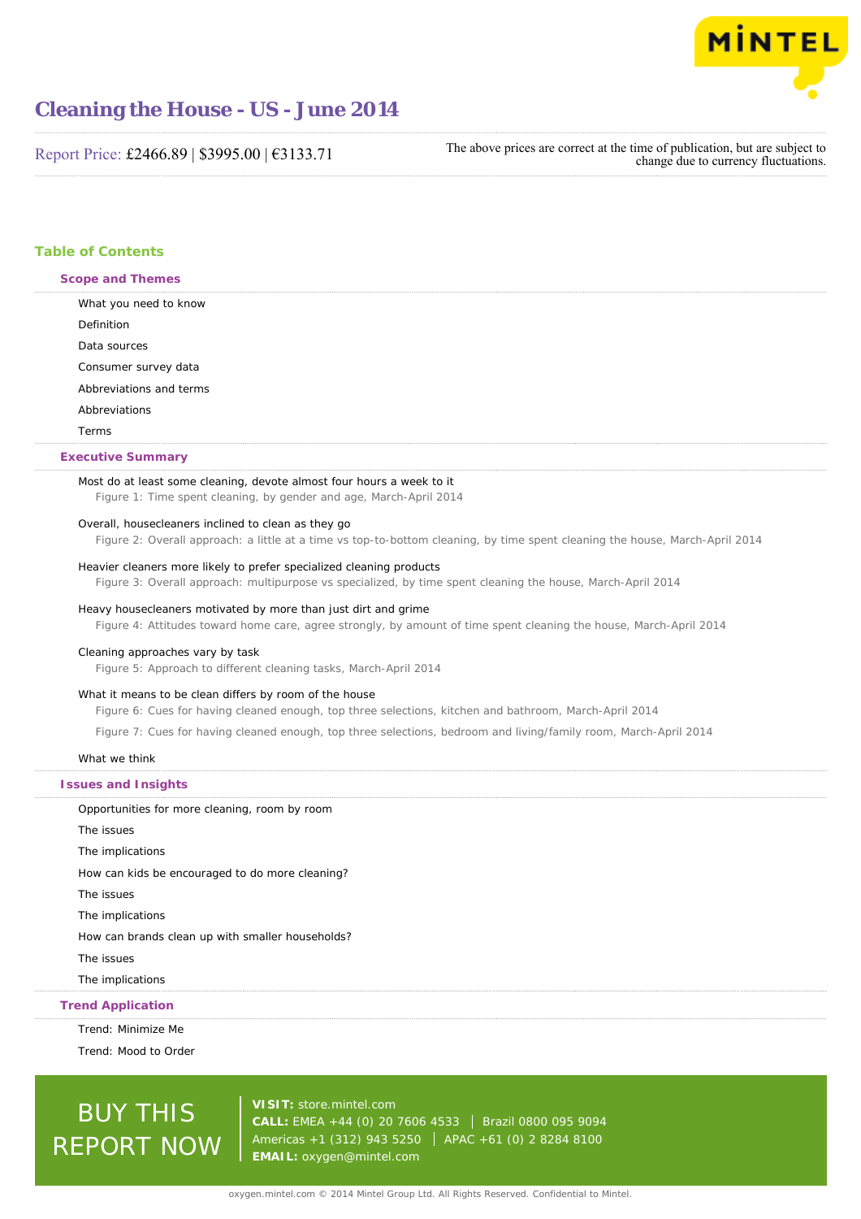# Cleaning the House - US - June 2014

Report Price: £2466.89 | $3995.00 | €3133.71

The above prices are correct at the time of publication, but are subject to change due to currency fluctuations.

## Table of Contents

### Scope and Themes

What you need to know

Definition

Data sources

Consumer survey data

Abbreviations and terms

Abbreviations

Terms

### Executive Summary

Most do at least some cleaning, devote almost four hours a week to it

Figure 1: Time spent cleaning, by gender and age, March-April 2014

Overall, housecleaners inclined to clean as they go

Figure 2: Overall approach: a little at a time vs top-to-bottom cleaning, by time spent cleaning the house, March-April 2014

Heavier cleaners more likely to prefer specialized cleaning products

Figure 3: Overall approach: multipurpose vs specialized, by time spent cleaning the house, March-April 2014

Heavy housecleaners motivated by more than just dirt and grime

Figure 4: Attitudes toward home care, agree strongly, by amount of time spent cleaning the house, March-April 2014

Cleaning approaches vary by task

Figure 5: Approach to different cleaning tasks, March-April 2014

What it means to be clean differs by room of the house

Figure 6: Cues for having cleaned enough, top three selections, kitchen and bathroom, March-April 2014

Figure 7: Cues for having cleaned enough, top three selections, bedroom and living/family room, March-April 2014

What we think

### Issues and Insights

Opportunities for more cleaning, room by room

The issues

The implications

How can kids be encouraged to do more cleaning?

The issues

The implications

How can brands clean up with smaller households?

The issues

The implications

### Trend Application

Trend: Minimize Me

Trend: Mood to Order

BUY THIS REPORT NOW

**VISIT:** store.mintel.com
**CALL:** EMEA +44 (0) 20 7606 4533 | Brazil 0800 095 9094
Americas +1 (312) 943 5250 | APAC +61 (0) 2 8284 8100
**EMAIL:** oxygen@mintel.com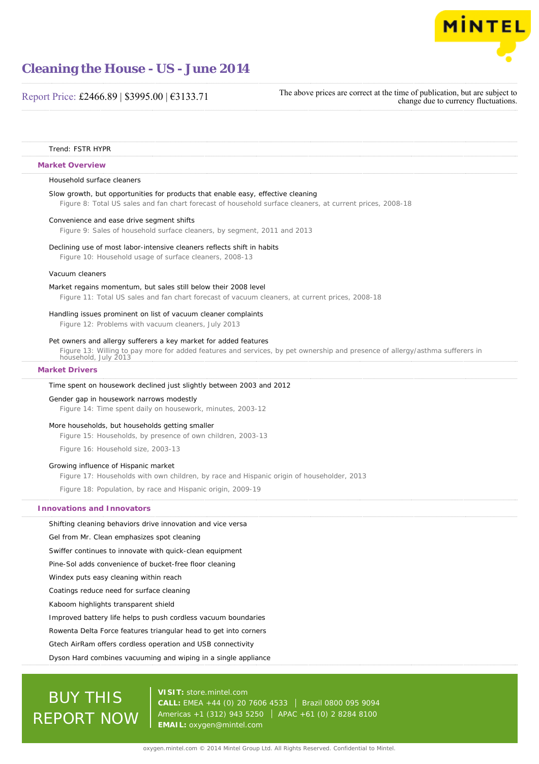Trend: FSTR HYPR

## Market Overview

Household surface cleaners

Slow growth, but opportunities for products that enable easy, effective cleaning

Figure 8: Total US sales and fan chart forecast of household surface cleaners, at current prices, 2008-18

Convenience and ease drive segment shifts

Figure 9: Sales of household surface cleaners, by segment, 2011 and 2013

Declining use of most labor-intensive cleaners reflects shift in habits

Figure 10: Household usage of surface cleaners, 2008-13

Vacuum cleaners

Market regains momentum, but sales still below their 2008 level

Figure 11: Total US sales and fan chart forecast of vacuum cleaners, at current prices, 2008-18

Handling issues prominent on list of vacuum cleaner complaints

Figure 12: Problems with vacuum cleaners, July 2013

Pet owners and allergy sufferers a key market for added features

Figure 13: Willing to pay more for added features and services, by pet ownership and presence of allergy/asthma sufferers in household, July 2013

## Market Drivers

Time spent on housework declined just slightly between 2003 and 2012

Gender gap in housework narrows modestly

Figure 14: Time spent daily on housework, minutes, 2003-12

More households, but households getting smaller

Figure 15: Households, by presence of own children, 2003-13

Figure 16: Household size, 2003-13

Growing influence of Hispanic market

Figure 17: Households with own children, by race and Hispanic origin of householder, 2013

Figure 18: Population, by race and Hispanic origin, 2009-19

## Innovations and Innovators

Shifting cleaning behaviors drive innovation and vice versa

Gel from Mr. Clean emphasizes spot cleaning

Swiffer continues to innovate with quick-clean equipment

Pine-Sol adds convenience of bucket-free floor cleaning

Windex puts easy cleaning within reach

Coatings reduce need for surface cleaning

Kaboom highlights transparent shield

Improved battery life helps to push cordless vacuum boundaries

Rowenta Delta Force features triangular head to get into corners

Gtech AirRam offers cordless operation and USB connectivity

Dyson Hard combines vacuuming and wiping in a single appliance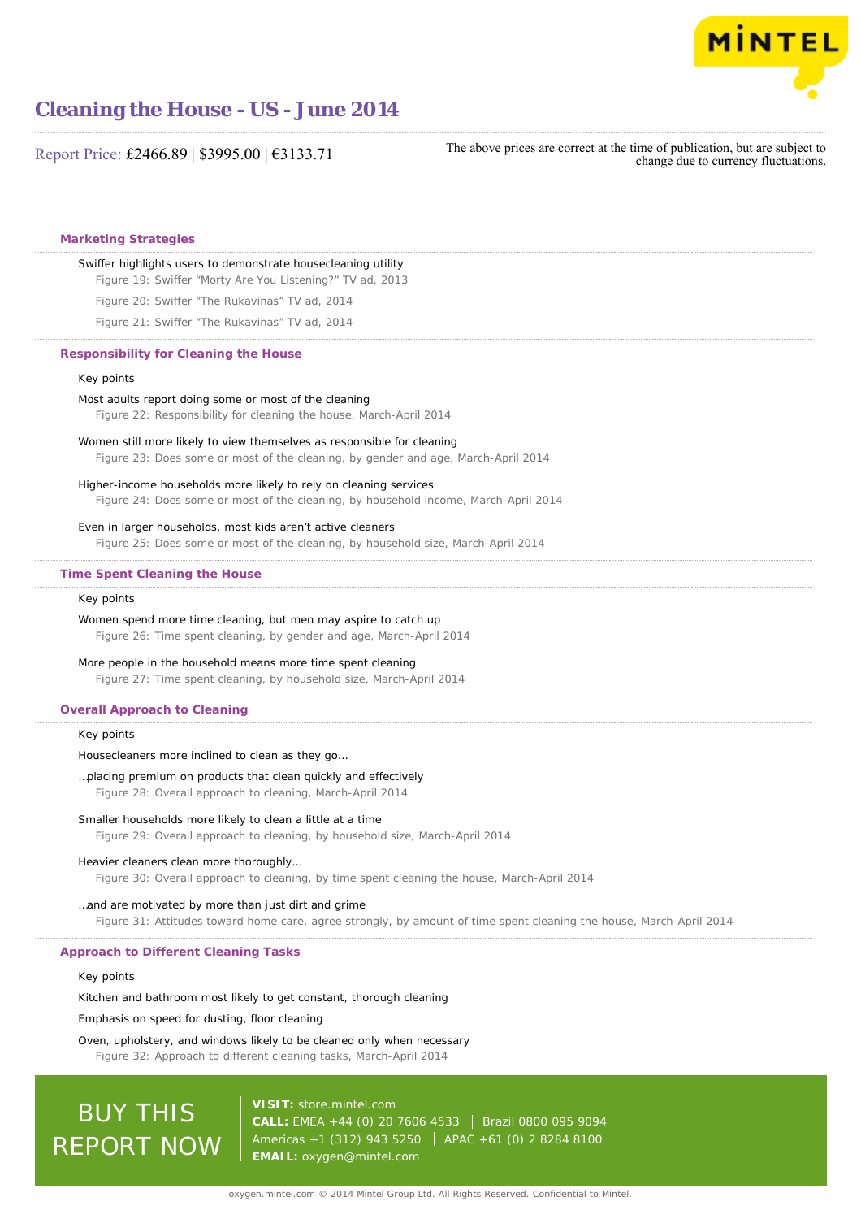### Marketing Strategies

Swiffer highlights users to demonstrate housecleaning utility

Figure 19: Swiffer “Morty Are You Listening?” TV ad, 2013

Figure 20: Swiffer “The Rukavinas” TV ad, 2014

Figure 21: Swiffer “The Rukavinas” TV ad, 2014

### Responsibility for Cleaning the House

Key points

Most adults report doing some or most of the cleaning

Figure 22: Responsibility for cleaning the house, March-April 2014

Women still more likely to view themselves as responsible for cleaning

Figure 23: Does some or most of the cleaning, by gender and age, March-April 2014

Higher-income households more likely to rely on cleaning services

Figure 24: Does some or most of the cleaning, by household income, March-April 2014

Even in larger households, most kids aren’t active cleaners

Figure 25: Does some or most of the cleaning, by household size, March-April 2014

### Time Spent Cleaning the House

Key points

Women spend more time cleaning, but men may aspire to catch up

Figure 26: Time spent cleaning, by gender and age, March-April 2014

More people in the household means more time spent cleaning

Figure 27: Time spent cleaning, by household size, March-April 2014

### Overall Approach to Cleaning

Key points

Housecleaners more inclined to clean as they go…

…placing premium on products that clean quickly and effectively

Figure 28: Overall approach to cleaning, March-April 2014

Smaller households more likely to clean a little at a time

Figure 29: Overall approach to cleaning, by household size, March-April 2014

Heavier cleaners clean more thoroughly…

Figure 30: Overall approach to cleaning, by time spent cleaning the house, March-April 2014

…and are motivated by more than just dirt and grime

Figure 31: Attitudes toward home care, agree strongly, by amount of time spent cleaning the house, March-April 2014

### Approach to Different Cleaning Tasks

Key points

Kitchen and bathroom most likely to get constant, thorough cleaning

Emphasis on speed for dusting, floor cleaning

Oven, upholstery, and windows likely to be cleaned only when necessary

Figure 32: Approach to different cleaning tasks, March-April 2014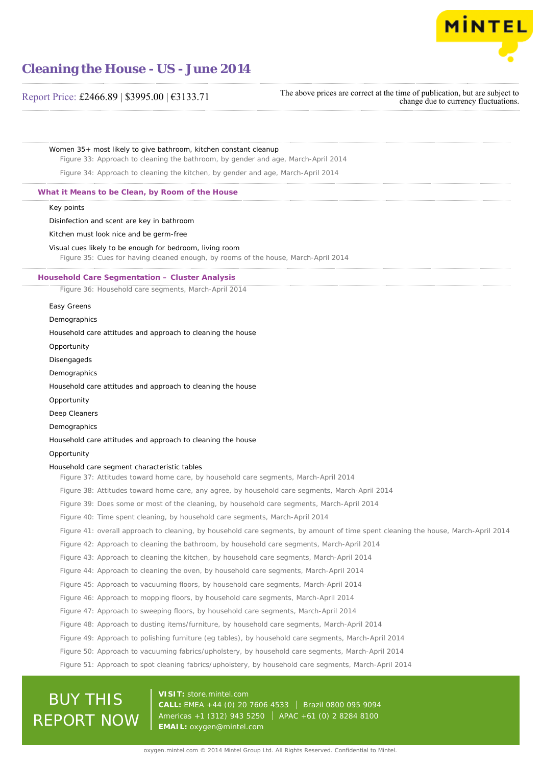Women 35+ most likely to give bathroom, kitchen constant cleanup

Figure 33: Approach to cleaning the bathroom, by gender and age, March-April 2014

Figure 34: Approach to cleaning the kitchen, by gender and age, March-April 2014

## What it Means to be Clean, by Room of the House

Key points

Disinfection and scent are key in bathroom

Kitchen must look nice and be germ-free

Visual cues likely to be enough for bedroom, living room

Figure 35: Cues for having cleaned enough, by rooms of the house, March-April 2014

## Household Care Segmentation – Cluster Analysis

Figure 36: Household care segments, March-April 2014

Easy Greens

Demographics

Household care attitudes and approach to cleaning the house

Opportunity

Disengageds

Demographics

Household care attitudes and approach to cleaning the house

Opportunity

Deep Cleaners

Demographics

Household care attitudes and approach to cleaning the house

Opportunity

Household care segment characteristic tables

Figure 37: Attitudes toward home care, by household care segments, March-April 2014

Figure 38: Attitudes toward home care, any agree, by household care segments, March-April 2014

Figure 39: Does some or most of the cleaning, by household care segments, March-April 2014

Figure 40: Time spent cleaning, by household care segments, March-April 2014

Figure 41: overall approach to cleaning, by household care segments, by amount of time spent cleaning the house, March-April 2014

Figure 42: Approach to cleaning the bathroom, by household care segments, March-April 2014

Figure 43: Approach to cleaning the kitchen, by household care segments, March-April 2014

Figure 44: Approach to cleaning the oven, by household care segments, March-April 2014

Figure 45: Approach to vacuuming floors, by household care segments, March-April 2014

Figure 46: Approach to mopping floors, by household care segments, March-April 2014

Figure 47: Approach to sweeping floors, by household care segments, March-April 2014

Figure 48: Approach to dusting items/furniture, by household care segments, March-April 2014

Figure 49: Approach to polishing furniture (eg tables), by household care segments, March-April 2014

Figure 50: Approach to vacuuming fabrics/upholstery, by household care segments, March-April 2014

Figure 51: Approach to spot cleaning fabrics/upholstery, by household care segments, March-April 2014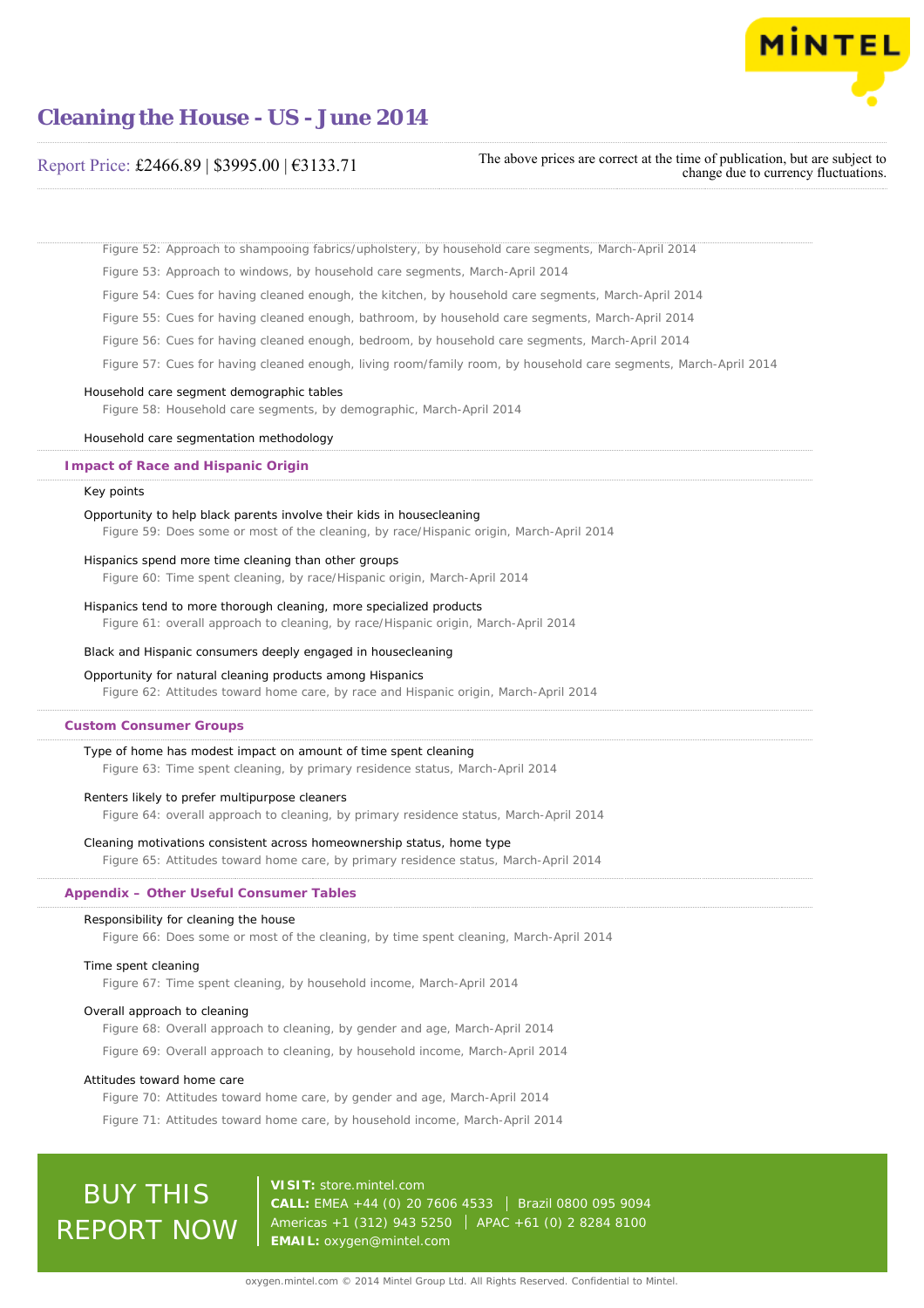Figure 52: Approach to shampooing fabrics/upholstery, by household care segments, March-April 2014

Figure 53: Approach to windows, by household care segments, March-April 2014

Figure 54: Cues for having cleaned enough, the kitchen, by household care segments, March-April 2014

Figure 55: Cues for having cleaned enough, bathroom, by household care segments, March-April 2014

Figure 56: Cues for having cleaned enough, bedroom, by household care segments, March-April 2014

Figure 57: Cues for having cleaned enough, living room/family room, by household care segments, March-April 2014

Household care segment demographic tables

Figure 58: Household care segments, by demographic, March-April 2014

Household care segmentation methodology

## Impact of Race and Hispanic Origin

Key points

Opportunity to help black parents involve their kids in housecleaning

Figure 59: Does some or most of the cleaning, by race/Hispanic origin, March-April 2014

Hispanics spend more time cleaning than other groups

Figure 60: Time spent cleaning, by race/Hispanic origin, March-April 2014

Hispanics tend to more thorough cleaning, more specialized products

Figure 61: overall approach to cleaning, by race/Hispanic origin, March-April 2014

Black and Hispanic consumers deeply engaged in housecleaning

Opportunity for natural cleaning products among Hispanics

Figure 62: Attitudes toward home care, by race and Hispanic origin, March-April 2014

## Custom Consumer Groups

Type of home has modest impact on amount of time spent cleaning

Figure 63: Time spent cleaning, by primary residence status, March-April 2014

Renters likely to prefer multipurpose cleaners

Figure 64: overall approach to cleaning, by primary residence status, March-April 2014

Cleaning motivations consistent across homeownership status, home type

Figure 65: Attitudes toward home care, by primary residence status, March-April 2014

## Appendix – Other Useful Consumer Tables

Responsibility for cleaning the house

Figure 66: Does some or most of the cleaning, by time spent cleaning, March-April 2014

Time spent cleaning

Figure 67: Time spent cleaning, by household income, March-April 2014

Overall approach to cleaning

Figure 68: Overall approach to cleaning, by gender and age, March-April 2014

Figure 69: Overall approach to cleaning, by household income, March-April 2014

Attitudes toward home care

Figure 70: Attitudes toward home care, by gender and age, March-April 2014

Figure 71: Attitudes toward home care, by household income, March-April 2014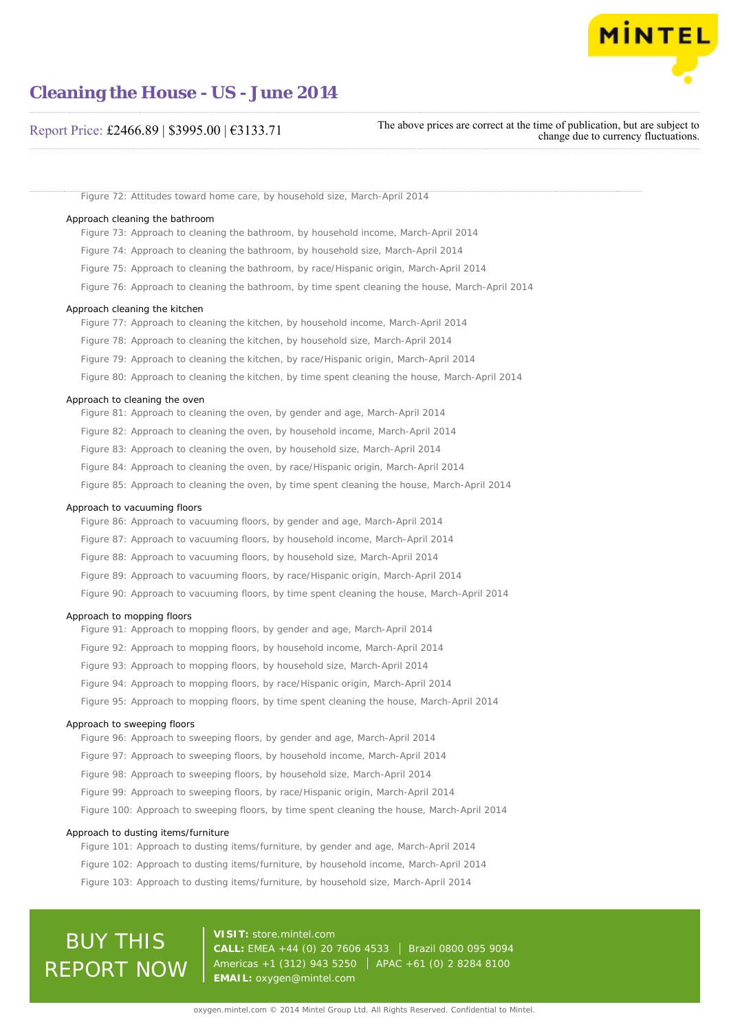Figure 72: Attitudes toward home care, by household size, March-April 2014

### Approach cleaning the bathroom

Figure 73: Approach to cleaning the bathroom, by household income, March-April 2014

Figure 74: Approach to cleaning the bathroom, by household size, March-April 2014

Figure 75: Approach to cleaning the bathroom, by race/Hispanic origin, March-April 2014

Figure 76: Approach to cleaning the bathroom, by time spent cleaning the house, March-April 2014

### Approach cleaning the kitchen

Figure 77: Approach to cleaning the kitchen, by household income, March-April 2014

Figure 78: Approach to cleaning the kitchen, by household size, March-April 2014

Figure 79: Approach to cleaning the kitchen, by race/Hispanic origin, March-April 2014

Figure 80: Approach to cleaning the kitchen, by time spent cleaning the house, March-April 2014

### Approach to cleaning the oven

Figure 81: Approach to cleaning the oven, by gender and age, March-April 2014

Figure 82: Approach to cleaning the oven, by household income, March-April 2014

Figure 83: Approach to cleaning the oven, by household size, March-April 2014

Figure 84: Approach to cleaning the oven, by race/Hispanic origin, March-April 2014

Figure 85: Approach to cleaning the oven, by time spent cleaning the house, March-April 2014

### Approach to vacuuming floors

Figure 86: Approach to vacuuming floors, by gender and age, March-April 2014

Figure 87: Approach to vacuuming floors, by household income, March-April 2014

Figure 88: Approach to vacuuming floors, by household size, March-April 2014

Figure 89: Approach to vacuuming floors, by race/Hispanic origin, March-April 2014

Figure 90: Approach to vacuuming floors, by time spent cleaning the house, March-April 2014

### Approach to mopping floors

Figure 91: Approach to mopping floors, by gender and age, March-April 2014

Figure 92: Approach to mopping floors, by household income, March-April 2014

Figure 93: Approach to mopping floors, by household size, March-April 2014

Figure 94: Approach to mopping floors, by race/Hispanic origin, March-April 2014

Figure 95: Approach to mopping floors, by time spent cleaning the house, March-April 2014

### Approach to sweeping floors

Figure 96: Approach to sweeping floors, by gender and age, March-April 2014

Figure 97: Approach to sweeping floors, by household income, March-April 2014

Figure 98: Approach to sweeping floors, by household size, March-April 2014

Figure 99: Approach to sweeping floors, by race/Hispanic origin, March-April 2014

Figure 100: Approach to sweeping floors, by time spent cleaning the house, March-April 2014

### Approach to dusting items/furniture

Figure 101: Approach to dusting items/furniture, by gender and age, March-April 2014

Figure 102: Approach to dusting items/furniture, by household income, March-April 2014

Figure 103: Approach to dusting items/furniture, by household size, March-April 2014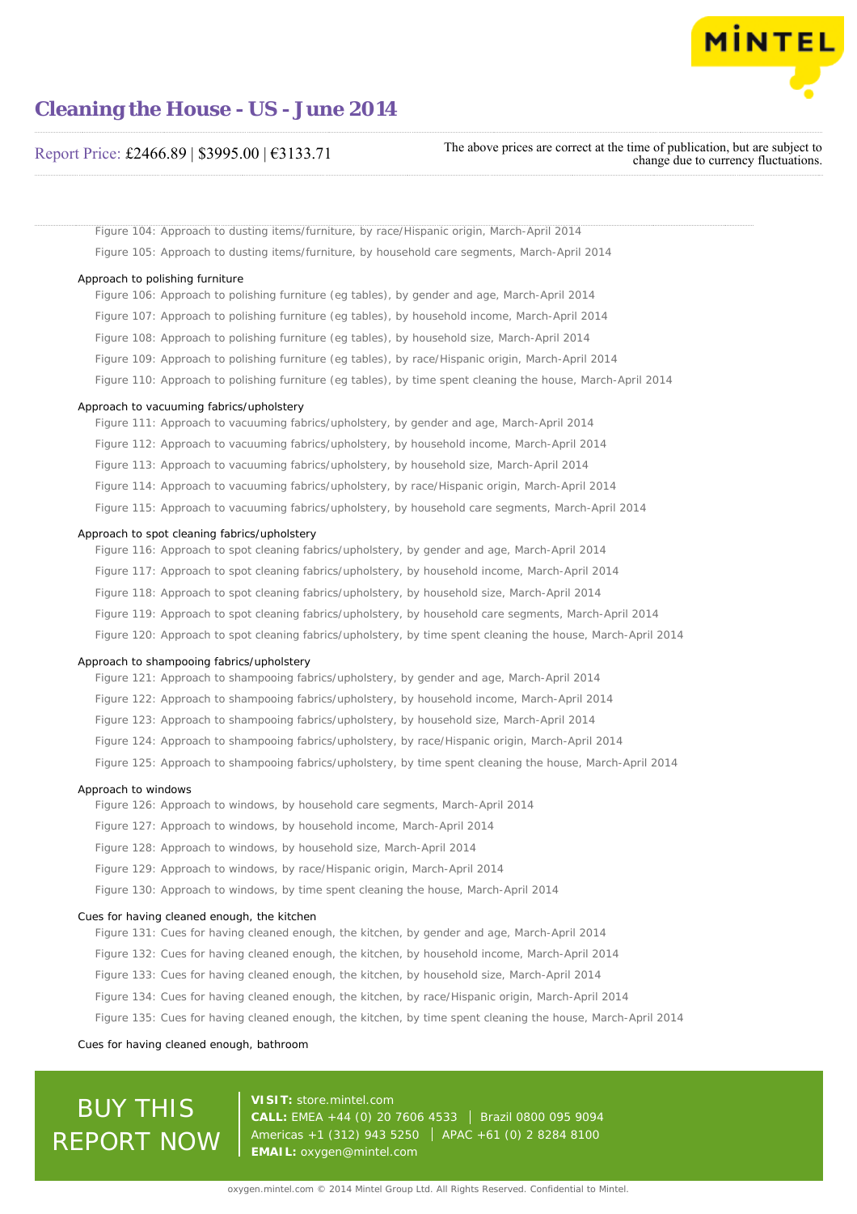Figure 104: Approach to dusting items/furniture, by race/Hispanic origin, March-April 2014

Figure 105: Approach to dusting items/furniture, by household care segments, March-April 2014

Approach to polishing furniture

Figure 106: Approach to polishing furniture (eg tables), by gender and age, March-April 2014

Figure 107: Approach to polishing furniture (eg tables), by household income, March-April 2014

Figure 108: Approach to polishing furniture (eg tables), by household size, March-April 2014

Figure 109: Approach to polishing furniture (eg tables), by race/Hispanic origin, March-April 2014

Figure 110: Approach to polishing furniture (eg tables), by time spent cleaning the house, March-April 2014

Approach to vacuuming fabrics/upholstery

Figure 111: Approach to vacuuming fabrics/upholstery, by gender and age, March-April 2014

Figure 112: Approach to vacuuming fabrics/upholstery, by household income, March-April 2014

Figure 113: Approach to vacuuming fabrics/upholstery, by household size, March-April 2014

Figure 114: Approach to vacuuming fabrics/upholstery, by race/Hispanic origin, March-April 2014

Figure 115: Approach to vacuuming fabrics/upholstery, by household care segments, March-April 2014

Approach to spot cleaning fabrics/upholstery

Figure 116: Approach to spot cleaning fabrics/upholstery, by gender and age, March-April 2014

Figure 117: Approach to spot cleaning fabrics/upholstery, by household income, March-April 2014

Figure 118: Approach to spot cleaning fabrics/upholstery, by household size, March-April 2014

Figure 119: Approach to spot cleaning fabrics/upholstery, by household care segments, March-April 2014

Figure 120: Approach to spot cleaning fabrics/upholstery, by time spent cleaning the house, March-April 2014

Approach to shampooing fabrics/upholstery

Figure 121: Approach to shampooing fabrics/upholstery, by gender and age, March-April 2014

Figure 122: Approach to shampooing fabrics/upholstery, by household income, March-April 2014

Figure 123: Approach to shampooing fabrics/upholstery, by household size, March-April 2014

Figure 124: Approach to shampooing fabrics/upholstery, by race/Hispanic origin, March-April 2014

Figure 125: Approach to shampooing fabrics/upholstery, by time spent cleaning the house, March-April 2014

Approach to windows

Figure 126: Approach to windows, by household care segments, March-April 2014

Figure 127: Approach to windows, by household income, March-April 2014

Figure 128: Approach to windows, by household size, March-April 2014

Figure 129: Approach to windows, by race/Hispanic origin, March-April 2014

Figure 130: Approach to windows, by time spent cleaning the house, March-April 2014

Cues for having cleaned enough, the kitchen

Figure 131: Cues for having cleaned enough, the kitchen, by gender and age, March-April 2014

Figure 132: Cues for having cleaned enough, the kitchen, by household income, March-April 2014

Figure 133: Cues for having cleaned enough, the kitchen, by household size, March-April 2014

Figure 134: Cues for having cleaned enough, the kitchen, by race/Hispanic origin, March-April 2014

Figure 135: Cues for having cleaned enough, the kitchen, by time spent cleaning the house, March-April 2014

Cues for having cleaned enough, bathroom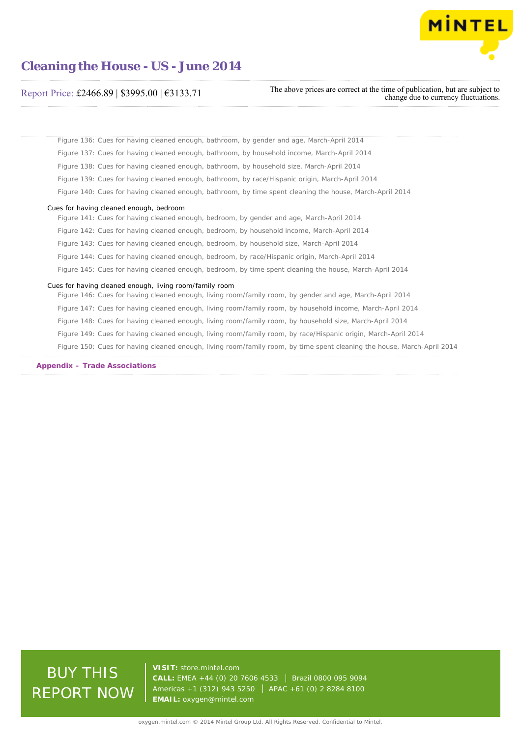Figure 136: Cues for having cleaned enough, bathroom, by gender and age, March-April 2014

Figure 137: Cues for having cleaned enough, bathroom, by household income, March-April 2014

Figure 138: Cues for having cleaned enough, bathroom, by household size, March-April 2014

Figure 139: Cues for having cleaned enough, bathroom, by race/Hispanic origin, March-April 2014

Figure 140: Cues for having cleaned enough, bathroom, by time spent cleaning the house, March-April 2014

Cues for having cleaned enough, bedroom

Figure 141: Cues for having cleaned enough, bedroom, by gender and age, March-April 2014

Figure 142: Cues for having cleaned enough, bedroom, by household income, March-April 2014

Figure 143: Cues for having cleaned enough, bedroom, by household size, March-April 2014

Figure 144: Cues for having cleaned enough, bedroom, by race/Hispanic origin, March-April 2014

Figure 145: Cues for having cleaned enough, bedroom, by time spent cleaning the house, March-April 2014

Cues for having cleaned enough, living room/family room

Figure 146: Cues for having cleaned enough, living room/family room, by gender and age, March-April 2014

Figure 147: Cues for having cleaned enough, living room/family room, by household income, March-April 2014

Figure 148: Cues for having cleaned enough, living room/family room, by household size, March-April 2014

Figure 149: Cues for having cleaned enough, living room/family room, by race/Hispanic origin, March-April 2014

Figure 150: Cues for having cleaned enough, living room/family room, by time spent cleaning the house, March-April 2014

**Appendix – Trade Associations**

BUY THIS REPORT NOW

**VISIT:** store.mintel.com

**CALL:** EMEA +44 (0) 20 7606 4533 | Brazil 0800 095 9094

Americas +1 (312) 943 5250 | APAC +61 (0) 2 8284 8100

**EMAIL:** oxygen@mintel.com